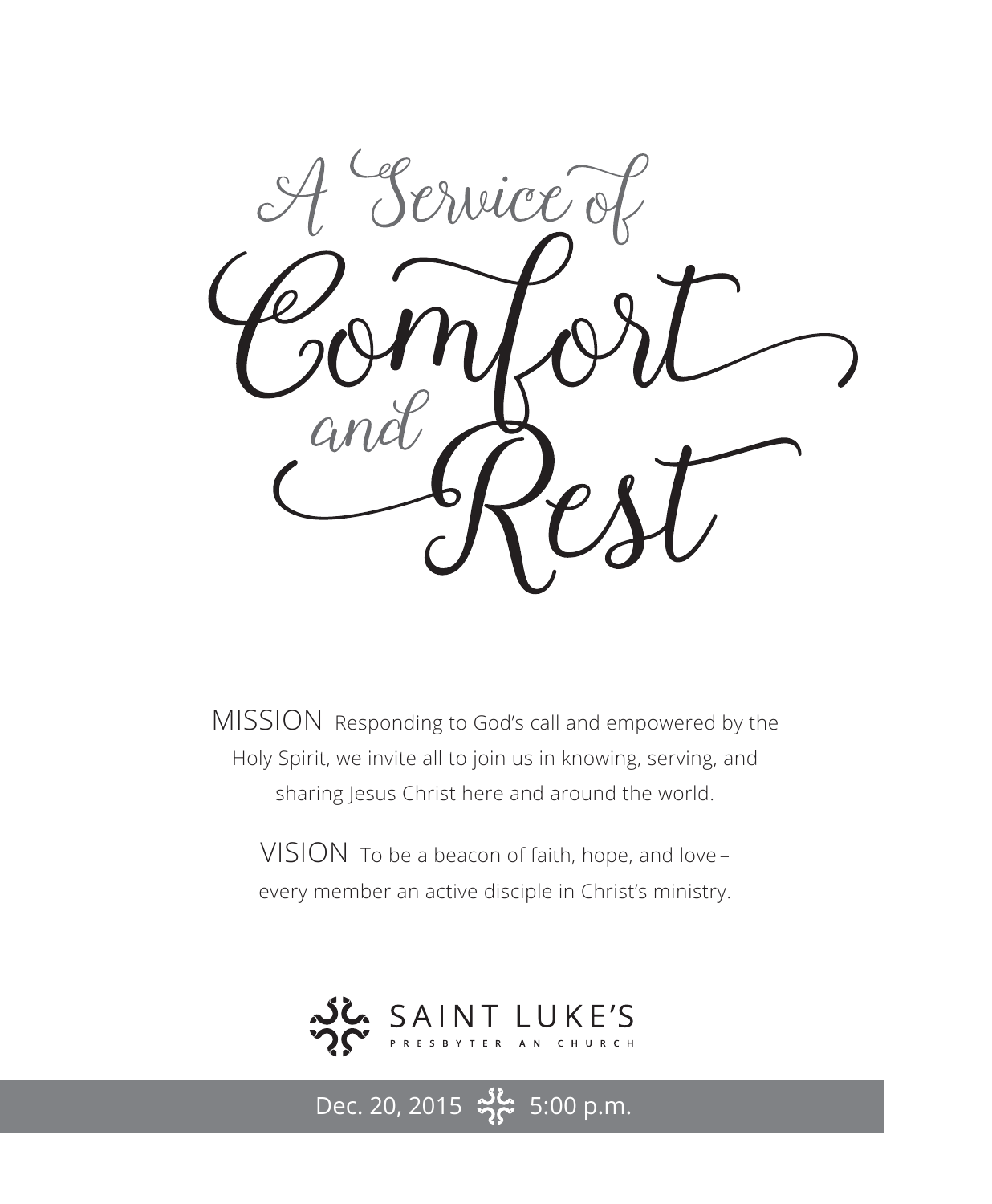# A Service of Comfort and Rest

MISSION Responding to God's call and empowered by the Holy Spirit, we invite all to join us in knowing, serving, and sharing Jesus Christ here and around the world.

VISION To be a beacon of faith, hope, and love – every member an active disciple in Christ's ministry.

SAINT LUKE'S PRESBYTERIAN CHURCH

Dec. 20, 2015 · 5:00 p.m.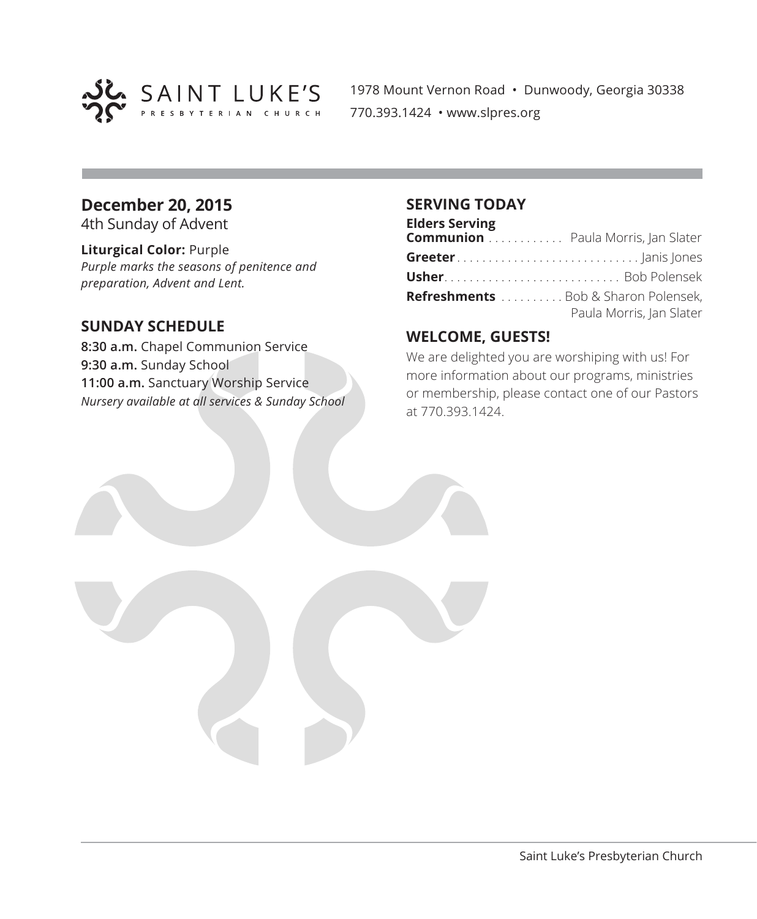SAINT LUKE'S PRESBYTERIAN CHURCH

1978 Mount Vernon Road • Dunwoody, Georgia 30338
770.393.1424 • www.slpres.org

## December 20, 2015

4th Sunday of Advent

**Liturgical Color:** Purple
*Purple marks the seasons of penitence and preparation, Advent and Lent.*

## SUNDAY SCHEDULE

**8:30 a.m.** Chapel Communion Service
**9:30 a.m.** Sunday School
**11:00 a.m.** Sanctuary Worship Service
*Nursery available at all services & Sunday School*

## SERVING TODAY

**Elders Serving**
**Communion** . . . . . . . . . . . . Paula Morris, Jan Slater
**Greeter** . . . . . . . . . . . . . . . . . . . . . . . . . . . . . Janis Jones
**Usher** . . . . . . . . . . . . . . . . . . . . . . . . . . . . Bob Polensek
**Refreshments** . . . . . . . . . . Bob & Sharon Polensek, Paula Morris, Jan Slater

## WELCOME, GUESTS!

We are delighted you are worshiping with us! For more information about our programs, ministries or membership, please contact one of our Pastors at 770.393.1424.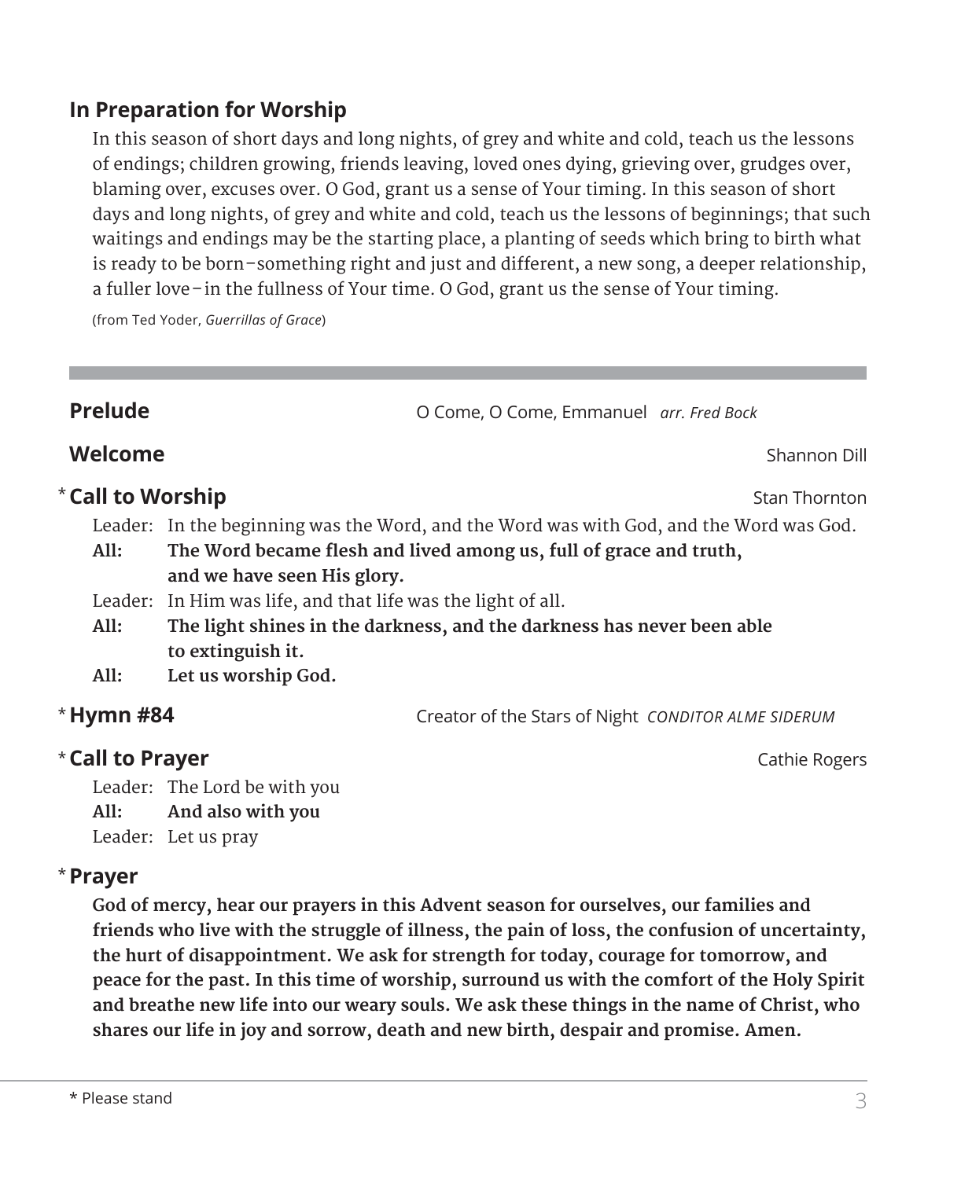## In Preparation for Worship

In this season of short days and long nights, of grey and white and cold, teach us the lessons of endings; children growing, friends leaving, loved ones dying, grieving over, grudges over, blaming over, excuses over. O God, grant us a sense of Your timing. In this season of short days and long nights, of grey and white and cold, teach us the lessons of beginnings; that such waitings and endings may be the starting place, a planting of seeds which bring to birth what is ready to be born–something right and just and different, a new song, a deeper relationship, a fuller love–in the fullness of Your time. O God, grant us the sense of Your timing.

(from Ted Yoder, *Guerrillas of Grace*)

---

**Prelude** — O Come, O Come, Emmanuel *arr. Fred Bock*

**Welcome** — Shannon Dill

\* **Call to Worship** — Stan Thornton

Leader: In the beginning was the Word, and the Word was with God, and the Word was God.
**All: The Word became flesh and lived among us, full of grace and truth, and we have seen His glory.**
Leader: In Him was life, and that life was the light of all.
**All: The light shines in the darkness, and the darkness has never been able to extinguish it.**
**All: Let us worship God.**

\* **Hymn #84** — Creator of the Stars of Night *CONDITOR ALME SIDERUM*

\* **Call to Prayer** — Cathie Rogers

Leader: The Lord be with you
**All: And also with you**
Leader: Let us pray

\* **Prayer**

**God of mercy, hear our prayers in this Advent season for ourselves, our families and friends who live with the struggle of illness, the pain of loss, the confusion of uncertainty, the hurt of disappointment. We ask for strength for today, courage for tomorrow, and peace for the past. In this time of worship, surround us with the comfort of the Holy Spirit and breathe new life into our weary souls. We ask these things in the name of Christ, who shares our life in joy and sorrow, death and new birth, despair and promise. Amen.**

---

\* Please stand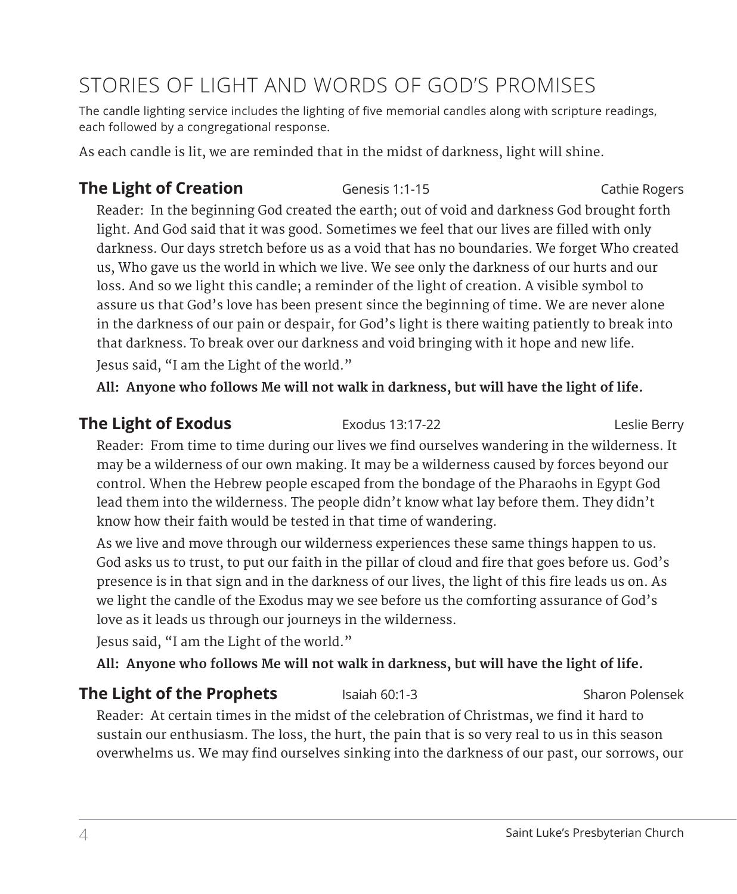# STORIES OF LIGHT AND WORDS OF GOD'S PROMISES

The candle lighting service includes the lighting of five memorial candles along with scripture readings, each followed by a congregational response.

As each candle is lit, we are reminded that in the midst of darkness, light will shine.

## The Light of Creation — Genesis 1:1-15 — Cathie Rogers

Reader: In the beginning God created the earth; out of void and darkness God brought forth light. And God said that it was good. Sometimes we feel that our lives are filled with only darkness. Our days stretch before us as a void that has no boundaries. We forget Who created us, Who gave us the world in which we live. We see only the darkness of our hurts and our loss. And so we light this candle; a reminder of the light of creation. A visible symbol to assure us that God's love has been present since the beginning of time. We are never alone in the darkness of our pain or despair, for God's light is there waiting patiently to break into that darkness. To break over our darkness and void bringing with it hope and new life.

Jesus said, "I am the Light of the world."

**All: Anyone who follows Me will not walk in darkness, but will have the light of life.**

## The Light of Exodus — Exodus 13:17-22 — Leslie Berry

Reader: From time to time during our lives we find ourselves wandering in the wilderness. It may be a wilderness of our own making. It may be a wilderness caused by forces beyond our control. When the Hebrew people escaped from the bondage of the Pharaohs in Egypt God lead them into the wilderness. The people didn't know what lay before them. They didn't know how their faith would be tested in that time of wandering.

As we live and move through our wilderness experiences these same things happen to us. God asks us to trust, to put our faith in the pillar of cloud and fire that goes before us. God's presence is in that sign and in the darkness of our lives, the light of this fire leads us on. As we light the candle of the Exodus may we see before us the comforting assurance of God's love as it leads us through our journeys in the wilderness.

Jesus said, "I am the Light of the world."

**All: Anyone who follows Me will not walk in darkness, but will have the light of life.**

## The Light of the Prophets — Isaiah 60:1-3 — Sharon Polensek

Reader: At certain times in the midst of the celebration of Christmas, we find it hard to sustain our enthusiasm. The loss, the hurt, the pain that is so very real to us in this season overwhelms us. We may find ourselves sinking into the darkness of our past, our sorrows, our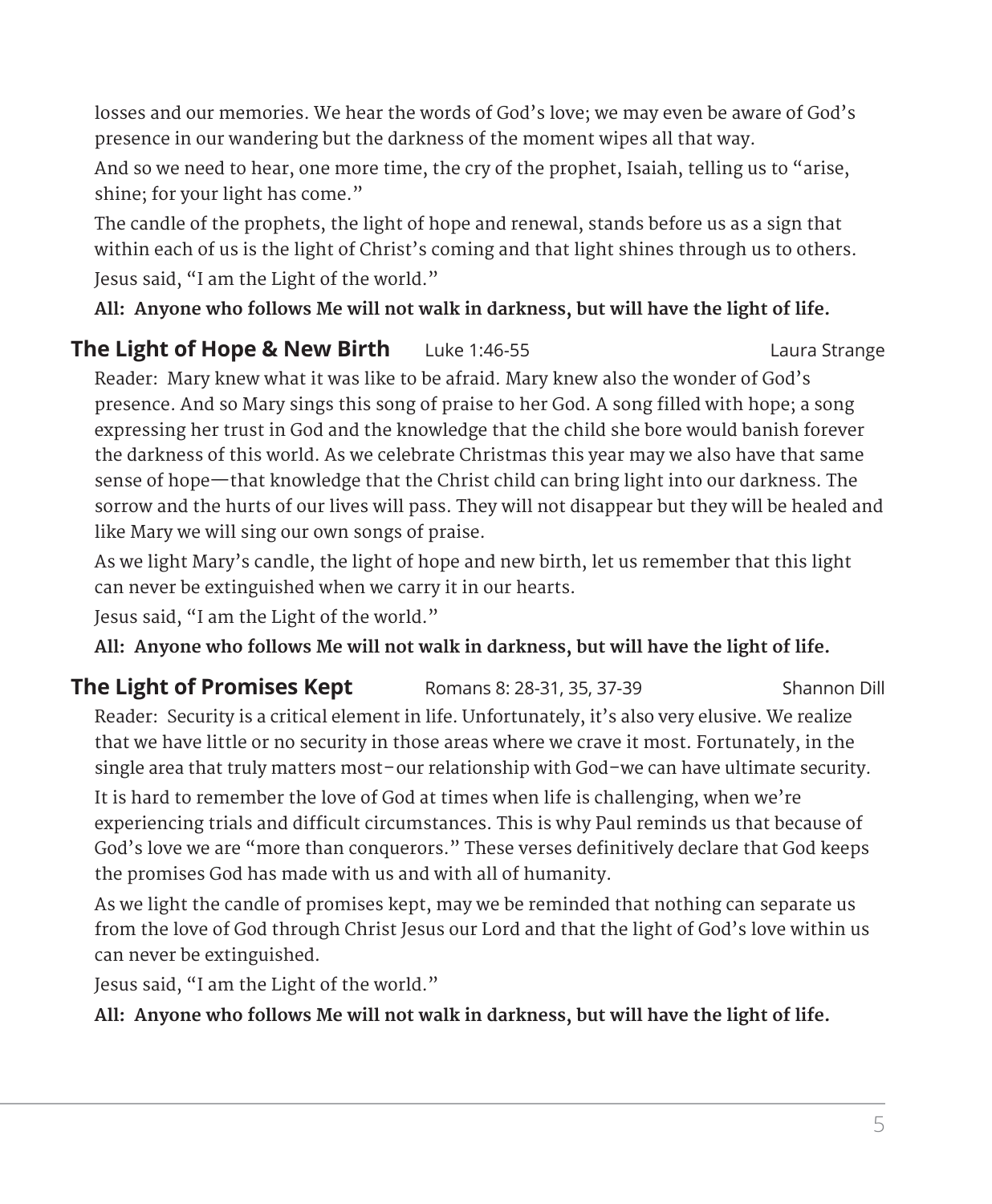losses and our memories. We hear the words of God's love; we may even be aware of God's presence in our wandering but the darkness of the moment wipes all that way.

And so we need to hear, one more time, the cry of the prophet, Isaiah, telling us to "arise, shine; for your light has come."

The candle of the prophets, the light of hope and renewal, stands before us as a sign that within each of us is the light of Christ's coming and that light shines through us to others.

Jesus said, "I am the Light of the world."

**All: Anyone who follows Me will not walk in darkness, but will have the light of life.**

## The Light of Hope & New Birth — Luke 1:46-55 — Laura Strange

Reader: Mary knew what it was like to be afraid. Mary knew also the wonder of God's presence. And so Mary sings this song of praise to her God. A song filled with hope; a song expressing her trust in God and the knowledge that the child she bore would banish forever the darkness of this world. As we celebrate Christmas this year may we also have that same sense of hope—that knowledge that the Christ child can bring light into our darkness. The sorrow and the hurts of our lives will pass. They will not disappear but they will be healed and like Mary we will sing our own songs of praise.

As we light Mary's candle, the light of hope and new birth, let us remember that this light can never be extinguished when we carry it in our hearts.

Jesus said, "I am the Light of the world."

**All: Anyone who follows Me will not walk in darkness, but will have the light of life.**

## The Light of Promises Kept — Romans 8: 28-31, 35, 37-39 — Shannon Dill

Reader: Security is a critical element in life. Unfortunately, it's also very elusive. We realize that we have little or no security in those areas where we crave it most. Fortunately, in the single area that truly matters most–our relationship with God–we can have ultimate security.

It is hard to remember the love of God at times when life is challenging, when we're experiencing trials and difficult circumstances. This is why Paul reminds us that because of God's love we are "more than conquerors." These verses definitively declare that God keeps the promises God has made with us and with all of humanity.

As we light the candle of promises kept, may we be reminded that nothing can separate us from the love of God through Christ Jesus our Lord and that the light of God's love within us can never be extinguished.

Jesus said, "I am the Light of the world."

**All: Anyone who follows Me will not walk in darkness, but will have the light of life.**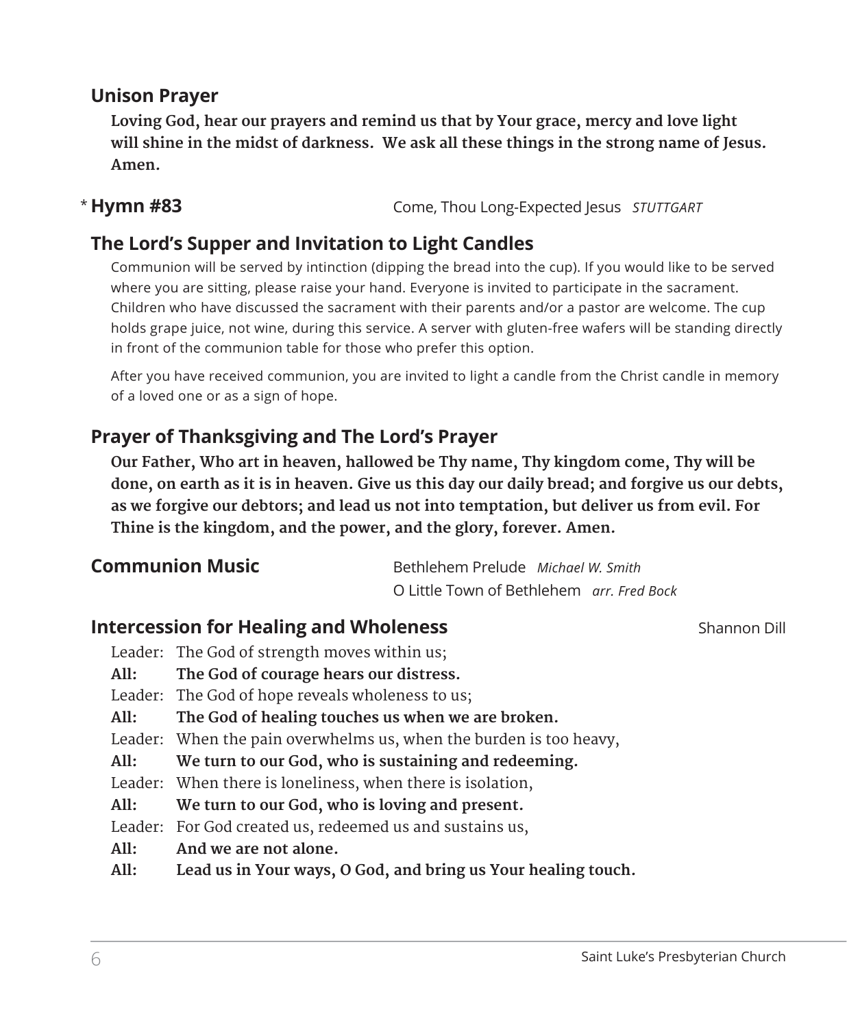## Unison Prayer

**Loving God, hear our prayers and remind us that by Your grace, mercy and love light will shine in the midst of darkness. We ask all these things in the strong name of Jesus. Amen.**

## * Hymn #83

Come, Thou Long-Expected Jesus *STUTTGART*

## The Lord's Supper and Invitation to Light Candles

Communion will be served by intinction (dipping the bread into the cup). If you would like to be served where you are sitting, please raise your hand. Everyone is invited to participate in the sacrament. Children who have discussed the sacrament with their parents and/or a pastor are welcome. The cup holds grape juice, not wine, during this service. A server with gluten-free wafers will be standing directly in front of the communion table for those who prefer this option.

After you have received communion, you are invited to light a candle from the Christ candle in memory of a loved one or as a sign of hope.

## Prayer of Thanksgiving and The Lord's Prayer

**Our Father, Who art in heaven, hallowed be Thy name, Thy kingdom come, Thy will be done, on earth as it is in heaven. Give us this day our daily bread; and forgive us our debts, as we forgive our debtors; and lead us not into temptation, but deliver us from evil. For Thine is the kingdom, and the power, and the glory, forever. Amen.**

## Communion Music

Bethlehem Prelude *Michael W. Smith*
O Little Town of Bethlehem *arr. Fred Bock*

## Intercession for Healing and Wholeness

Shannon Dill

Leader: The God of strength moves within us;
**All: The God of courage hears our distress.**
Leader: The God of hope reveals wholeness to us;
**All: The God of healing touches us when we are broken.**
Leader: When the pain overwhelms us, when the burden is too heavy,
**All: We turn to our God, who is sustaining and redeeming.**
Leader: When there is loneliness, when there is isolation,
**All: We turn to our God, who is loving and present.**
Leader: For God created us, redeemed us and sustains us,
**All: And we are not alone.**
**All: Lead us in Your ways, O God, and bring us Your healing touch.**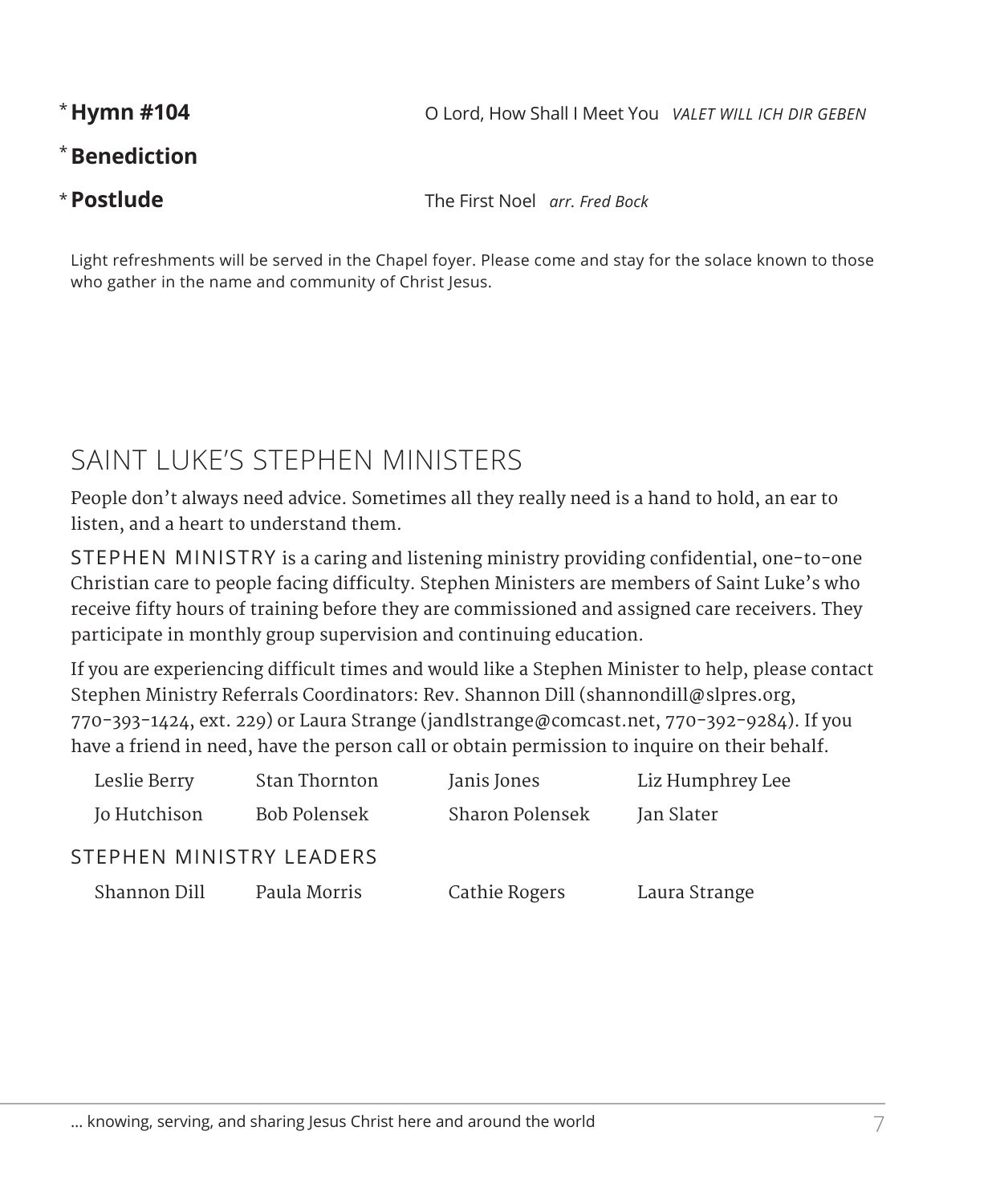*Hymn #104* — O Lord, How Shall I Meet You *VALET WILL ICH DIR GEBEN*

***Benediction**

***Postlude** — The First Noel *arr. Fred Bock*

Light refreshments will be served in the Chapel foyer. Please come and stay for the solace known to those who gather in the name and community of Christ Jesus.

## SAINT LUKE'S STEPHEN MINISTERS

People don't always need advice. Sometimes all they really need is a hand to hold, an ear to listen, and a heart to understand them.

STEPHEN MINISTRY is a caring and listening ministry providing confidential, one-to-one Christian care to people facing difficulty. Stephen Ministers are members of Saint Luke's who receive fifty hours of training before they are commissioned and assigned care receivers. They participate in monthly group supervision and continuing education.

If you are experiencing difficult times and would like a Stephen Minister to help, please contact Stephen Ministry Referrals Coordinators: Rev. Shannon Dill (shannondill@slpres.org, 770-393-1424, ext. 229) or Laura Strange (jandlstrange@comcast.net, 770-392-9284). If you have a friend in need, have the person call or obtain permission to inquire on their behalf.

| | | | |
|---|---|---|---|
| Leslie Berry | Stan Thornton | Janis Jones | Liz Humphrey Lee |
| Jo Hutchison | Bob Polensek | Sharon Polensek | Jan Slater |

### STEPHEN MINISTRY LEADERS

| | | | |
|---|---|---|---|
| Shannon Dill | Paula Morris | Cathie Rogers | Laura Strange |

… knowing, serving, and sharing Jesus Christ here and around the world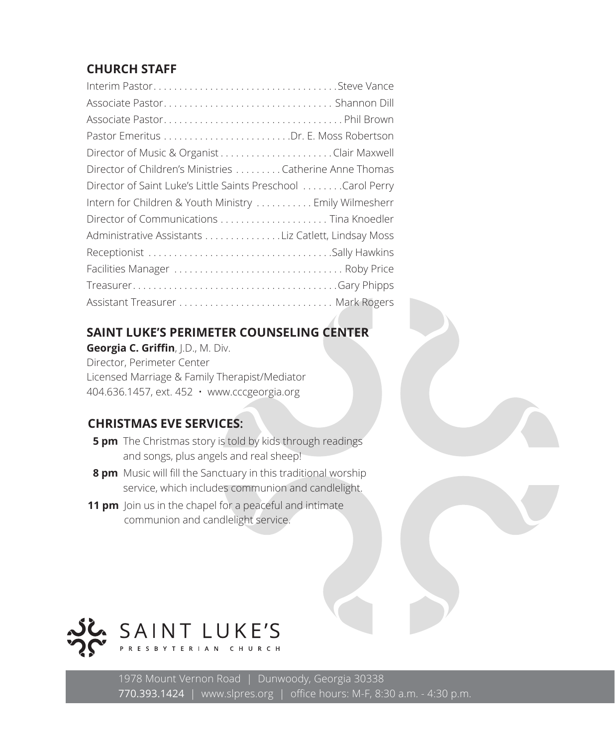## CHURCH STAFF

| | |
|---|---|
| Interim Pastor | Steve Vance |
| Associate Pastor | Shannon Dill |
| Associate Pastor | Phil Brown |
| Pastor Emeritus | Dr. E. Moss Robertson |
| Director of Music & Organist | Clair Maxwell |
| Director of Children's Ministries | Catherine Anne Thomas |
| Director of Saint Luke's Little Saints Preschool | Carol Perry |
| Intern for Children & Youth Ministry | Emily Wilmesherr |
| Director of Communications | Tina Knoedler |
| Administrative Assistants | Liz Catlett, Lindsay Moss |
| Receptionist | Sally Hawkins |
| Facilities Manager | Roby Price |
| Treasurer | Gary Phipps |
| Assistant Treasurer | Mark Rogers |

## SAINT LUKE'S PERIMETER COUNSELING CENTER

**Georgia C. Griffin**, J.D., M. Div.
Director, Perimeter Center
Licensed Marriage & Family Therapist/Mediator
404.636.1457, ext. 452 • www.cccgeorgia.org

## CHRISTMAS EVE SERVICES:

**5 pm** The Christmas story is told by kids through readings and songs, plus angels and real sheep!

**8 pm** Music will fill the Sanctuary in this traditional worship service, which includes communion and candlelight.

**11 pm** Join us in the chapel for a peaceful and intimate communion and candlelight service.

SAINT LUKE'S
PRESBYTERIAN CHURCH

1978 Mount Vernon Road | Dunwoody, Georgia 30338
770.393.1424 | www.slpres.org | office hours: M-F, 8:30 a.m. - 4:30 p.m.